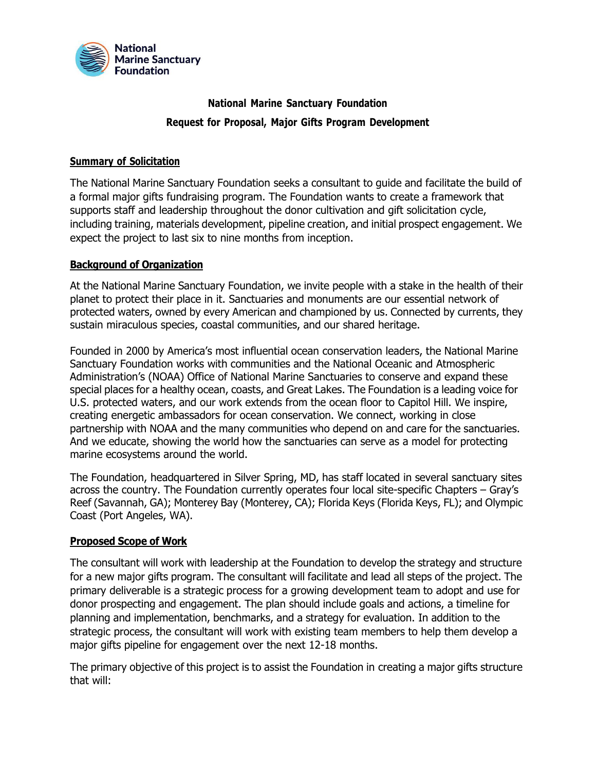**National Marine Sanctuary Foundation**

# National Marine Sanctuary Foundation

## Request for Proposal, Major Gifts Program Development

### Summary of Solicitation

The National Marine Sanctuary Foundation seeks a consultant to guide and facilitate the build of a formal major gifts fundraising program. The Foundation wants to create a framework that supports staff and leadership throughout the donor cultivation and gift solicitation cycle, including training, materials development, pipeline creation, and initial prospect engagement. We expect the project to last six to nine months from inception.

### Background of Organization

At the National Marine Sanctuary Foundation, we invite people with a stake in the health of their planet to protect their place in it. Sanctuaries and monuments are our essential network of protected waters, owned by every American and championed by us. Connected by currents, they sustain miraculous species, coastal communities, and our shared heritage.

Founded in 2000 by America's most influential ocean conservation leaders, the National Marine Sanctuary Foundation works with communities and the National Oceanic and Atmospheric Administration's (NOAA) Office of National Marine Sanctuaries to conserve and expand these special places for a healthy ocean, coasts, and Great Lakes. The Foundation is a leading voice for U.S. protected waters, and our work extends from the ocean floor to Capitol Hill. We inspire, creating energetic ambassadors for ocean conservation. We connect, working in close partnership with NOAA and the many communities who depend on and care for the sanctuaries. And we educate, showing the world how the sanctuaries can serve as a model for protecting marine ecosystems around the world.

The Foundation, headquartered in Silver Spring, MD, has staff located in several sanctuary sites across the country. The Foundation currently operates four local site-specific Chapters – Gray's Reef (Savannah, GA); Monterey Bay (Monterey, CA); Florida Keys (Florida Keys, FL); and Olympic Coast (Port Angeles, WA).

### Proposed Scope of Work

The consultant will work with leadership at the Foundation to develop the strategy and structure for a new major gifts program. The consultant will facilitate and lead all steps of the project. The primary deliverable is a strategic process for a growing development team to adopt and use for donor prospecting and engagement. The plan should include goals and actions, a timeline for planning and implementation, benchmarks, and a strategy for evaluation. In addition to the strategic process, the consultant will work with existing team members to help them develop a major gifts pipeline for engagement over the next 12-18 months.

The primary objective of this project is to assist the Foundation in creating a major gifts structure that will: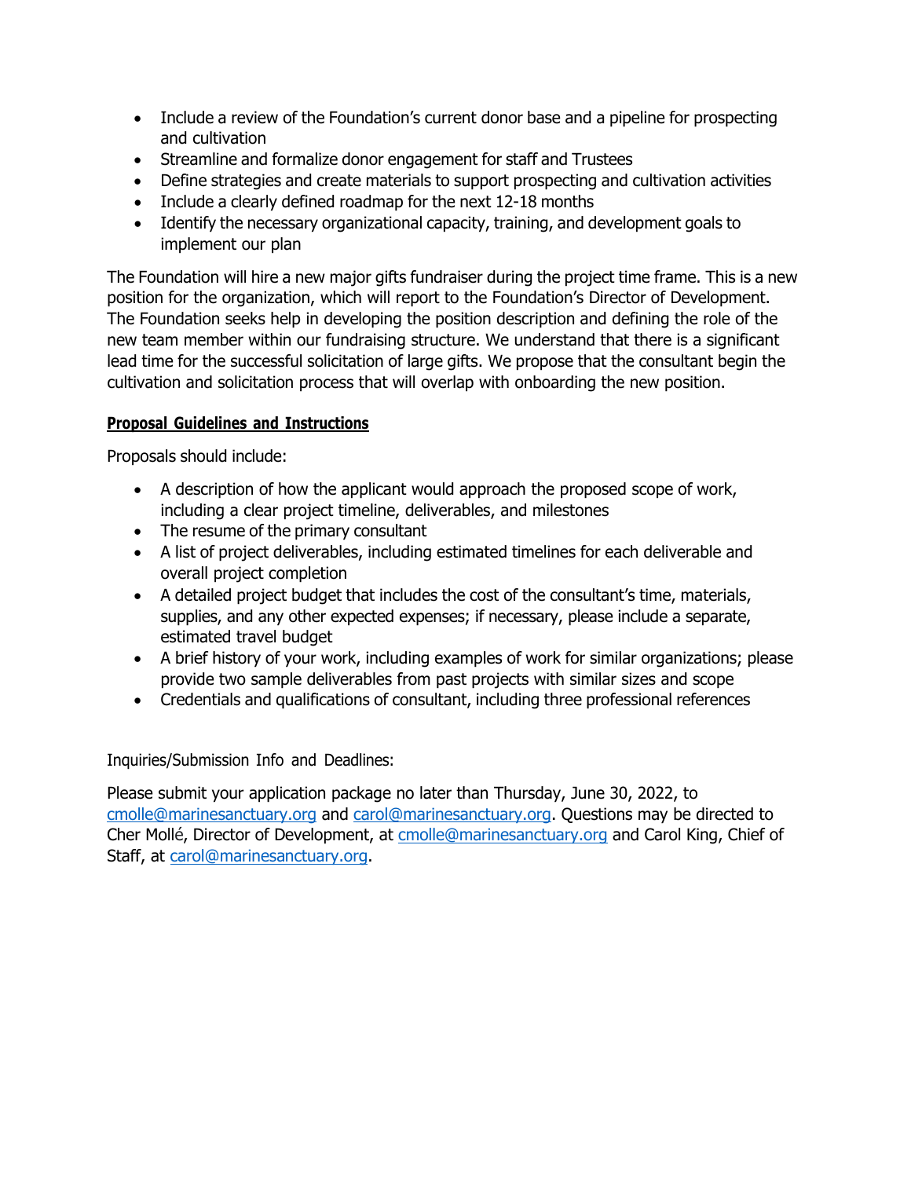- Include a review of the Foundation's current donor base and a pipeline for prospecting and cultivation
- Streamline and formalize donor engagement for staff and Trustees
- Define strategies and create materials to support prospecting and cultivation activities
- Include a clearly defined roadmap for the next 12-18 months
- Identify the necessary organizational capacity, training, and development goals to implement our plan

The Foundation will hire a new major gifts fundraiser during the project time frame. This is a new position for the organization, which will report to the Foundation's Director of Development. The Foundation seeks help in developing the position description and defining the role of the new team member within our fundraising structure. We understand that there is a significant lead time for the successful solicitation of large gifts. We propose that the consultant begin the cultivation and solicitation process that will overlap with onboarding the new position.

**Proposal Guidelines and Instructions**

Proposals should include:

- A description of how the applicant would approach the proposed scope of work, including a clear project timeline, deliverables, and milestones
- The resume of the primary consultant
- A list of project deliverables, including estimated timelines for each deliverable and overall project completion
- A detailed project budget that includes the cost of the consultant's time, materials, supplies, and any other expected expenses; if necessary, please include a separate, estimated travel budget
- A brief history of your work, including examples of work for similar organizations; please provide two sample deliverables from past projects with similar sizes and scope
- Credentials and qualifications of consultant, including three professional references

Inquiries/Submission Info and Deadlines:

Please submit your application package no later than Thursday, June 30, 2022, to cmolle@marinesanctuary.org and carol@marinesanctuary.org. Questions may be directed to Cher Mollé, Director of Development, at cmolle@marinesanctuary.org and Carol King, Chief of Staff, at carol@marinesanctuary.org.